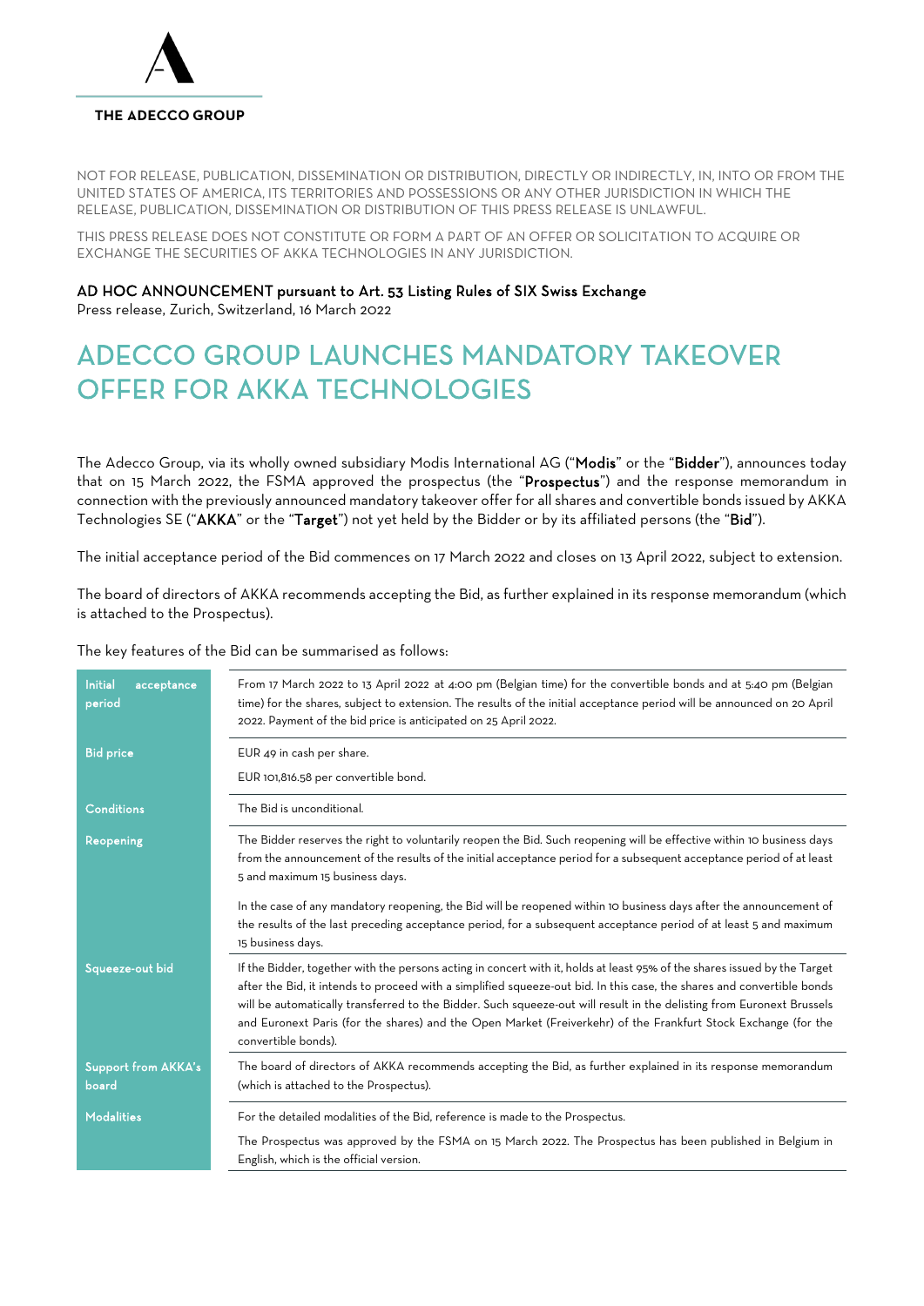THE ADECCO GROUP

NOT FOR RELEASE, PUBLICATION, DISSEMINATION OR DISTRIBUTION, DIRECTLY OR INDIRECTLY, IN, INTO OR FROM THE UNITED STATES OF AMERICA, ITS TERRITORIES AND POSSESSIONS OR ANY OTHER JURISDICTION IN WHICH THE RELEASE, PUBLICATION, DISSEMINATION OR DISTRIBUTION OF THIS PRESS RELEASE IS UNLAWFUL.

THIS PRESS RELEASE DOES NOT CONSTITUTE OR FORM A PART OF AN OFFER OR SOLICITATION TO ACQUIRE OR EXCHANGE THE SECURITIES OF AKKA TECHNOLOGIES IN ANY JURISDICTION.

**AD HOC ANNOUNCEMENT pursuant to Art. 53 Listing Rules of SIX Swiss Exchange**
Press release, Zurich, Switzerland, 16 March 2022

# ADECCO GROUP LAUNCHES MANDATORY TAKEOVER OFFER FOR AKKA TECHNOLOGIES

The Adecco Group, via its wholly owned subsidiary Modis International AG ("**Modis**" or the "**Bidder**"), announces today that on 15 March 2022, the FSMA approved the prospectus (the "**Prospectus**") and the response memorandum in connection with the previously announced mandatory takeover offer for all shares and convertible bonds issued by AKKA Technologies SE ("**AKKA**" or the "**Target**") not yet held by the Bidder or by its affiliated persons (the "**Bid**").

The initial acceptance period of the Bid commences on 17 March 2022 and closes on 13 April 2022, subject to extension.

The board of directors of AKKA recommends accepting the Bid, as further explained in its response memorandum (which is attached to the Prospectus).

The key features of the Bid can be summarised as follows:

| | |
|---|---|
| **Initial acceptance period** | From 17 March 2022 to 13 April 2022 at 4:00 pm (Belgian time) for the convertible bonds and at 5:40 pm (Belgian time) for the shares, subject to extension. The results of the initial acceptance period will be announced on 20 April 2022. Payment of the bid price is anticipated on 25 April 2022. |
| **Bid price** | EUR 49 in cash per share.<br>EUR 101,816.58 per convertible bond. |
| **Conditions** | The Bid is unconditional. |
| **Reopening** | The Bidder reserves the right to voluntarily reopen the Bid. Such reopening will be effective within 10 business days from the announcement of the results of the initial acceptance period for a subsequent acceptance period of at least 5 and maximum 15 business days.<br><br>In the case of any mandatory reopening, the Bid will be reopened within 10 business days after the announcement of the results of the last preceding acceptance period, for a subsequent acceptance period of at least 5 and maximum 15 business days. |
| **Squeeze-out bid** | If the Bidder, together with the persons acting in concert with it, holds at least 95% of the shares issued by the Target after the Bid, it intends to proceed with a simplified squeeze-out bid. In this case, the shares and convertible bonds will be automatically transferred to the Bidder. Such squeeze-out will result in the delisting from Euronext Brussels and Euronext Paris (for the shares) and the Open Market (Freiverkehr) of the Frankfurt Stock Exchange (for the convertible bonds). |
| **Support from AKKA's board** | The board of directors of AKKA recommends accepting the Bid, as further explained in its response memorandum (which is attached to the Prospectus). |
| **Modalities** | For the detailed modalities of the Bid, reference is made to the Prospectus.<br>The Prospectus was approved by the FSMA on 15 March 2022. The Prospectus has been published in Belgium in English, which is the official version. |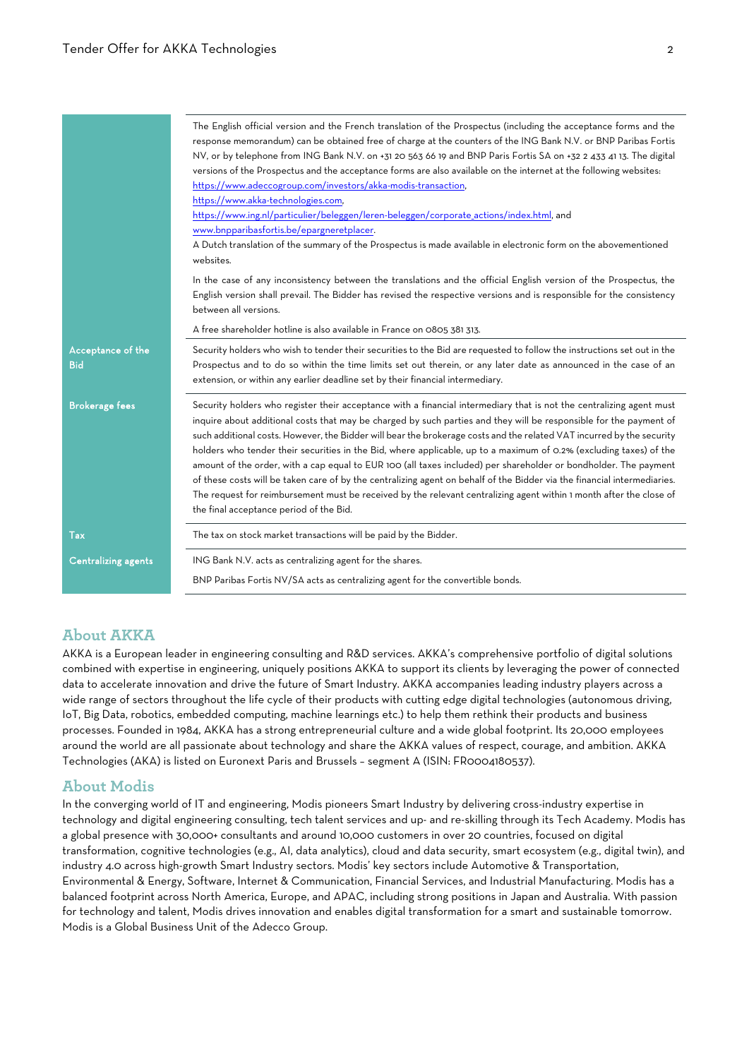| | |
|---|---|
| | The English official version and the French translation of the Prospectus (including the acceptance forms and the response memorandum) can be obtained free of charge at the counters of the ING Bank N.V. or BNP Paribas Fortis NV, or by telephone from ING Bank N.V. on +31 20 563 66 19 and BNP Paris Fortis SA on +32 2 433 41 13. The digital versions of the Prospectus and the acceptance forms are also available on the internet at the following websites: https://www.adeccogroup.com/investors/akka-modis-transaction, https://www.akka-technologies.com, https://www.ing.nl/particulier/beleggen/leren-beleggen/corporate_actions/index.html, and www.bnpparibasfortis.be/epargneretplacer. A Dutch translation of the summary of the Prospectus is made available in electronic form on the abovementioned websites. In the case of any inconsistency between the translations and the official English version of the Prospectus, the English version shall prevail. The Bidder has revised the respective versions and is responsible for the consistency between all versions. A free shareholder hotline is also available in France on 0805 381 313. |
| **Acceptance of the Bid** | Security holders who wish to tender their securities to the Bid are requested to follow the instructions set out in the Prospectus and to do so within the time limits set out therein, or any later date as announced in the case of an extension, or within any earlier deadline set by their financial intermediary. |
| **Brokerage fees** | Security holders who register their acceptance with a financial intermediary that is not the centralizing agent must inquire about additional costs that may be charged by such parties and they will be responsible for the payment of such additional costs. However, the Bidder will bear the brokerage costs and the related VAT incurred by the security holders who tender their securities in the Bid, where applicable, up to a maximum of 0.2% (excluding taxes) of the amount of the order, with a cap equal to EUR 100 (all taxes included) per shareholder or bondholder. The payment of these costs will be taken care of by the centralizing agent on behalf of the Bidder via the financial intermediaries. The request for reimbursement must be received by the relevant centralizing agent within 1 month after the close of the final acceptance period of the Bid. |
| **Tax** | The tax on stock market transactions will be paid by the Bidder. |
| **Centralizing agents** | ING Bank N.V. acts as centralizing agent for the shares. BNP Paribas Fortis NV/SA acts as centralizing agent for the convertible bonds. |

## About AKKA

AKKA is a European leader in engineering consulting and R&D services. AKKA's comprehensive portfolio of digital solutions combined with expertise in engineering, uniquely positions AKKA to support its clients by leveraging the power of connected data to accelerate innovation and drive the future of Smart Industry. AKKA accompanies leading industry players across a wide range of sectors throughout the life cycle of their products with cutting edge digital technologies (autonomous driving, IoT, Big Data, robotics, embedded computing, machine learnings etc.) to help them rethink their products and business processes. Founded in 1984, AKKA has a strong entrepreneurial culture and a wide global footprint. Its 20,000 employees around the world are all passionate about technology and share the AKKA values of respect, courage, and ambition. AKKA Technologies (AKA) is listed on Euronext Paris and Brussels – segment A (ISIN: FR0004180537).

## About Modis

In the converging world of IT and engineering, Modis pioneers Smart Industry by delivering cross-industry expertise in technology and digital engineering consulting, tech talent services and up- and re-skilling through its Tech Academy. Modis has a global presence with 30,000+ consultants and around 10,000 customers in over 20 countries, focused on digital transformation, cognitive technologies (e.g., AI, data analytics), cloud and data security, smart ecosystem (e.g., digital twin), and industry 4.0 across high-growth Smart Industry sectors. Modis' key sectors include Automotive & Transportation, Environmental & Energy, Software, Internet & Communication, Financial Services, and Industrial Manufacturing. Modis has a balanced footprint across North America, Europe, and APAC, including strong positions in Japan and Australia. With passion for technology and talent, Modis drives innovation and enables digital transformation for a smart and sustainable tomorrow. Modis is a Global Business Unit of the Adecco Group.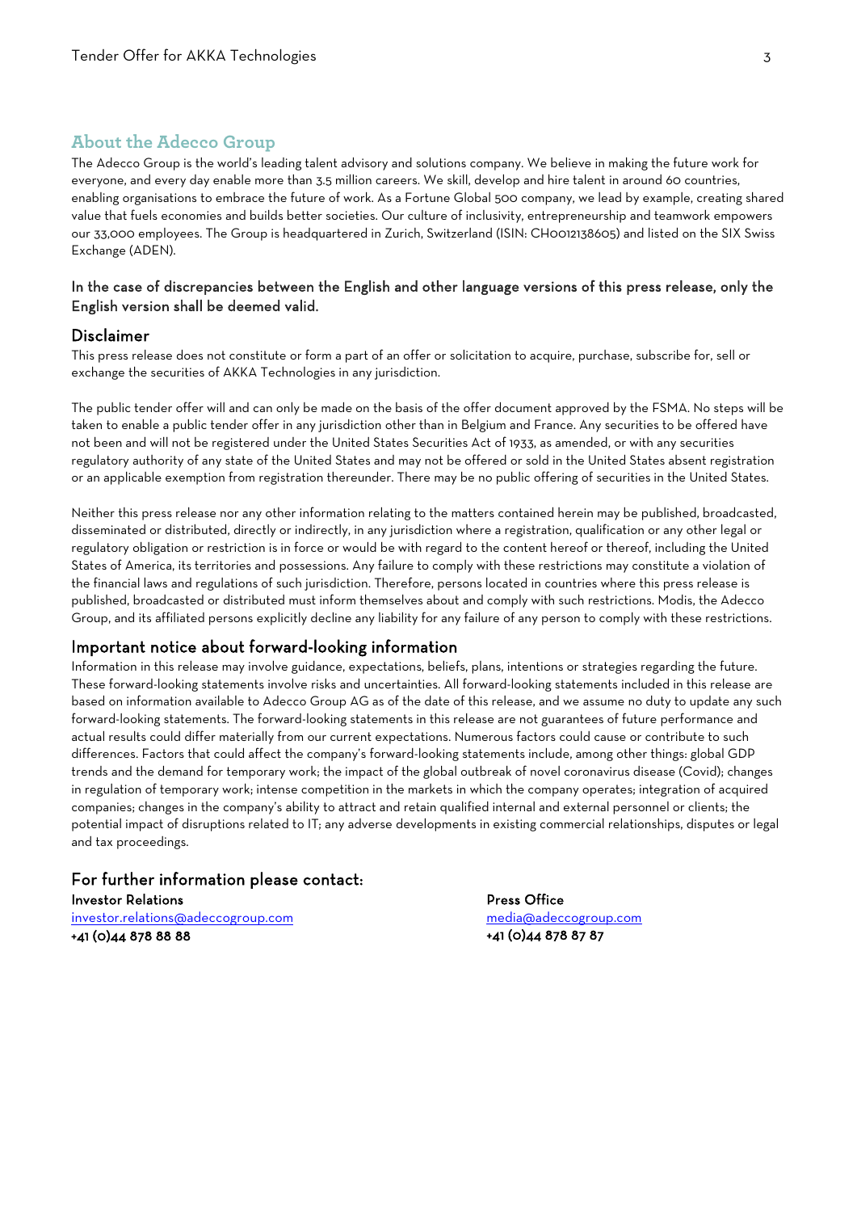## About the Adecco Group

The Adecco Group is the world's leading talent advisory and solutions company. We believe in making the future work for everyone, and every day enable more than 3.5 million careers. We skill, develop and hire talent in around 60 countries, enabling organisations to embrace the future of work. As a Fortune Global 500 company, we lead by example, creating shared value that fuels economies and builds better societies. Our culture of inclusivity, entrepreneurship and teamwork empowers our 33,000 employees. The Group is headquartered in Zurich, Switzerland (ISIN: CH0012138605) and listed on the SIX Swiss Exchange (ADEN).

**In the case of discrepancies between the English and other language versions of this press release, only the English version shall be deemed valid.**

## Disclaimer

This press release does not constitute or form a part of an offer or solicitation to acquire, purchase, subscribe for, sell or exchange the securities of AKKA Technologies in any jurisdiction.

The public tender offer will and can only be made on the basis of the offer document approved by the FSMA. No steps will be taken to enable a public tender offer in any jurisdiction other than in Belgium and France. Any securities to be offered have not been and will not be registered under the United States Securities Act of 1933, as amended, or with any securities regulatory authority of any state of the United States and may not be offered or sold in the United States absent registration or an applicable exemption from registration thereunder. There may be no public offering of securities in the United States.

Neither this press release nor any other information relating to the matters contained herein may be published, broadcasted, disseminated or distributed, directly or indirectly, in any jurisdiction where a registration, qualification or any other legal or regulatory obligation or restriction is in force or would be with regard to the content hereof or thereof, including the United States of America, its territories and possessions. Any failure to comply with these restrictions may constitute a violation of the financial laws and regulations of such jurisdiction. Therefore, persons located in countries where this press release is published, broadcasted or distributed must inform themselves about and comply with such restrictions. Modis, the Adecco Group, and its affiliated persons explicitly decline any liability for any failure of any person to comply with these restrictions.

## Important notice about forward-looking information

Information in this release may involve guidance, expectations, beliefs, plans, intentions or strategies regarding the future. These forward-looking statements involve risks and uncertainties. All forward-looking statements included in this release are based on information available to Adecco Group AG as of the date of this release, and we assume no duty to update any such forward-looking statements. The forward-looking statements in this release are not guarantees of future performance and actual results could differ materially from our current expectations. Numerous factors could cause or contribute to such differences. Factors that could affect the company's forward-looking statements include, among other things: global GDP trends and the demand for temporary work; the impact of the global outbreak of novel coronavirus disease (Covid); changes in regulation of temporary work; intense competition in the markets in which the company operates; integration of acquired companies; changes in the company's ability to attract and retain qualified internal and external personnel or clients; the potential impact of disruptions related to IT; any adverse developments in existing commercial relationships, disputes or legal and tax proceedings.

## For further information please contact:

**Investor Relations**
investor.relations@adeccogroup.com
**+41 (0)44 878 88 88**

**Press Office**
media@adeccogroup.com
**+41 (0)44 878 87 87**